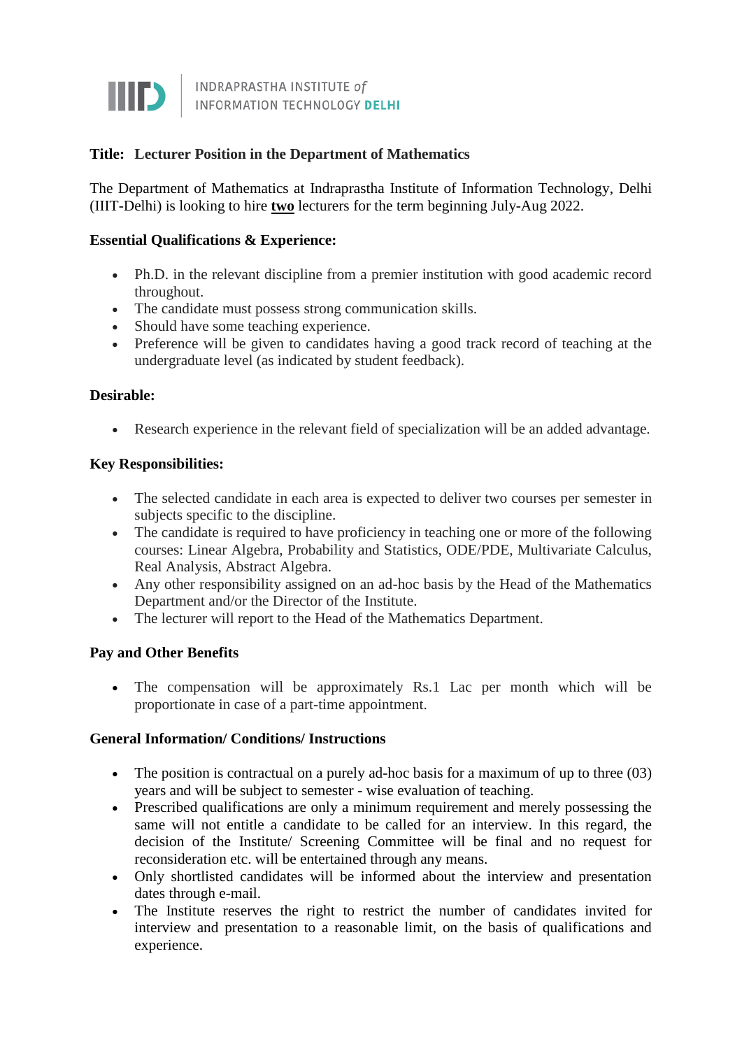INDRAPRASTHA INSTITUTE *of*
INFORMATION TECHNOLOGY **DELHI**

**Title: Lecturer Position in the Department of Mathematics**

The Department of Mathematics at Indraprastha Institute of Information Technology, Delhi (IIIT-Delhi) is looking to hire **two** lecturers for the term beginning July-Aug 2022.

**Essential Qualifications & Experience:**

- Ph.D. in the relevant discipline from a premier institution with good academic record throughout.
- The candidate must possess strong communication skills.
- Should have some teaching experience.
- Preference will be given to candidates having a good track record of teaching at the undergraduate level (as indicated by student feedback).

**Desirable:**

- Research experience in the relevant field of specialization will be an added advantage.

**Key Responsibilities:**

- The selected candidate in each area is expected to deliver two courses per semester in subjects specific to the discipline.
- The candidate is required to have proficiency in teaching one or more of the following courses: Linear Algebra, Probability and Statistics, ODE/PDE, Multivariate Calculus, Real Analysis, Abstract Algebra.
- Any other responsibility assigned on an ad-hoc basis by the Head of the Mathematics Department and/or the Director of the Institute.
- The lecturer will report to the Head of the Mathematics Department.

**Pay and Other Benefits**

- The compensation will be approximately Rs.1 Lac per month which will be proportionate in case of a part-time appointment.

**General Information/ Conditions/ Instructions**

- The position is contractual on a purely ad-hoc basis for a maximum of up to three (03) years and will be subject to semester - wise evaluation of teaching.
- Prescribed qualifications are only a minimum requirement and merely possessing the same will not entitle a candidate to be called for an interview. In this regard, the decision of the Institute/ Screening Committee will be final and no request for reconsideration etc. will be entertained through any means.
- Only shortlisted candidates will be informed about the interview and presentation dates through e-mail.
- The Institute reserves the right to restrict the number of candidates invited for interview and presentation to a reasonable limit, on the basis of qualifications and experience.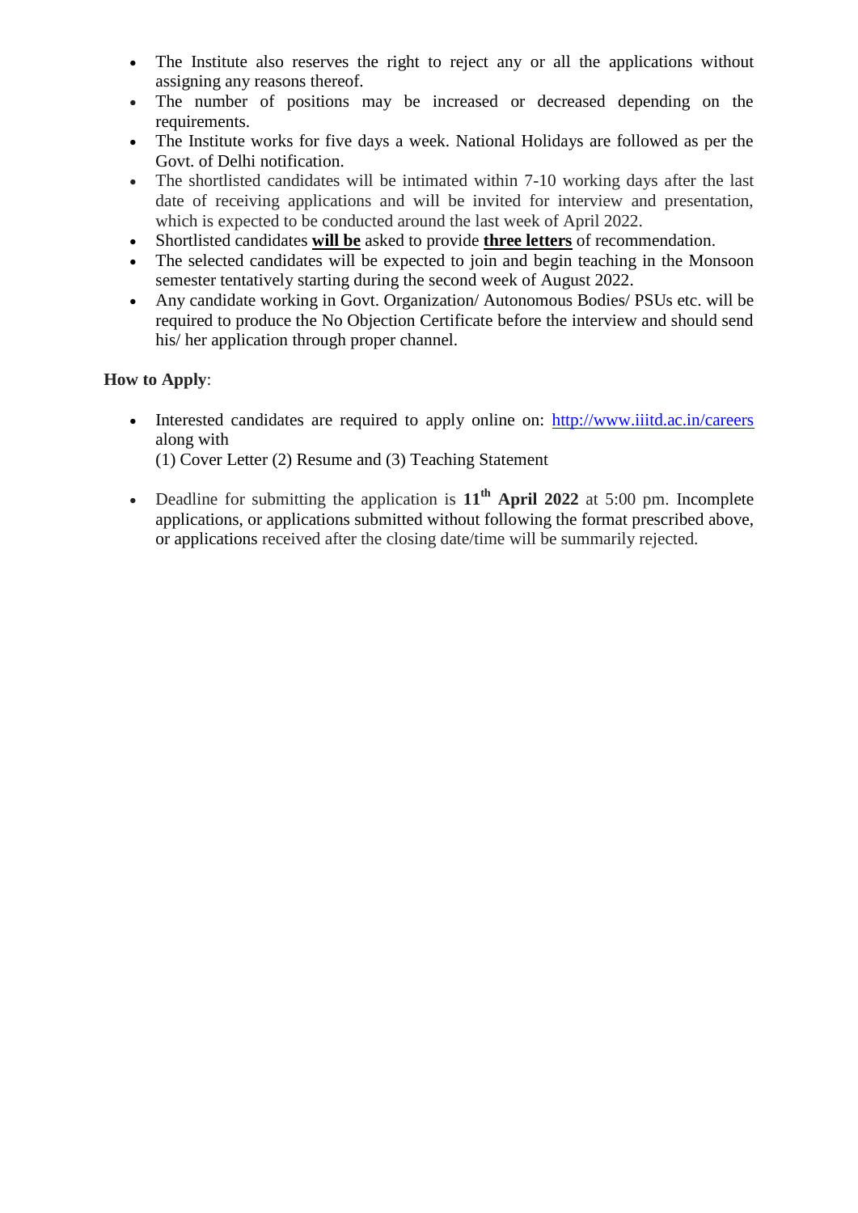- The Institute also reserves the right to reject any or all the applications without assigning any reasons thereof.
- The number of positions may be increased or decreased depending on the requirements.
- The Institute works for five days a week. National Holidays are followed as per the Govt. of Delhi notification.
- The shortlisted candidates will be intimated within 7-10 working days after the last date of receiving applications and will be invited for interview and presentation, which is expected to be conducted around the last week of April 2022.
- Shortlisted candidates **will be** asked to provide **three letters** of recommendation.
- The selected candidates will be expected to join and begin teaching in the Monsoon semester tentatively starting during the second week of August 2022.
- Any candidate working in Govt. Organization/ Autonomous Bodies/ PSUs etc. will be required to produce the No Objection Certificate before the interview and should send his/ her application through proper channel.

**How to Apply**:

- Interested candidates are required to apply online on: http://www.iiitd.ac.in/careers along with
  (1) Cover Letter (2) Resume and (3) Teaching Statement

- Deadline for submitting the application is **11th April 2022** at 5:00 pm. Incomplete applications, or applications submitted without following the format prescribed above, or applications received after the closing date/time will be summarily rejected.